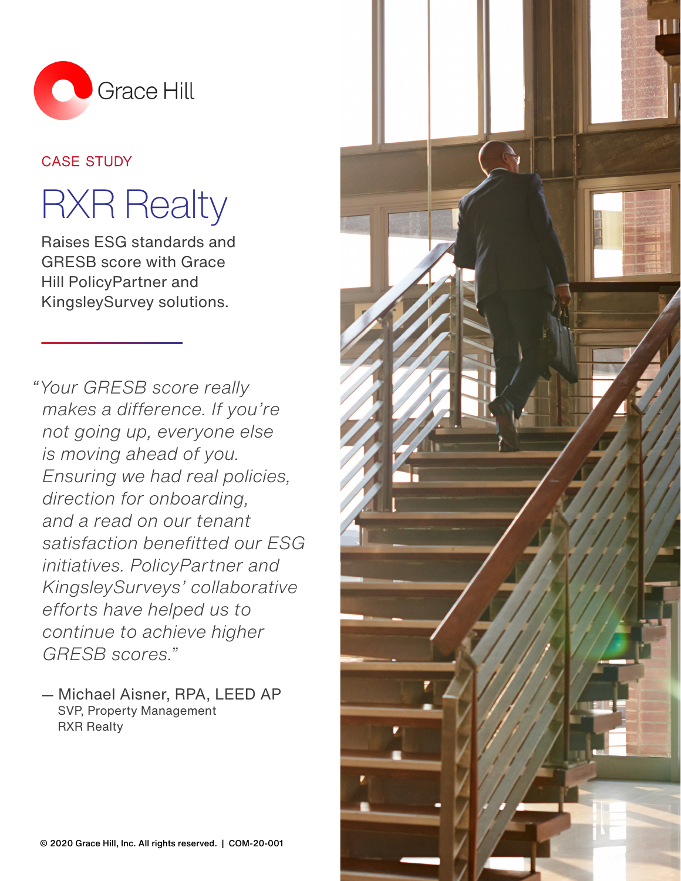Grace Hill

CASE STUDY

# RXR Realty

Raises ESG standards and GRESB score with Grace Hill PolicyPartner and KingsleySurvey solutions.

*"Your GRESB score really makes a difference. If you're not going up, everyone else is moving ahead of you. Ensuring we had real policies, direction for onboarding, and a read on our tenant satisfaction benefitted our ESG initiatives. PolicyPartner and KingsleySurveys' collaborative efforts have helped us to continue to achieve higher GRESB scores."*

— Michael Aisner, RPA, LEED AP
SVP, Property Management
RXR Realty

© 2020 Grace Hill, Inc. All rights reserved. | COM-20-001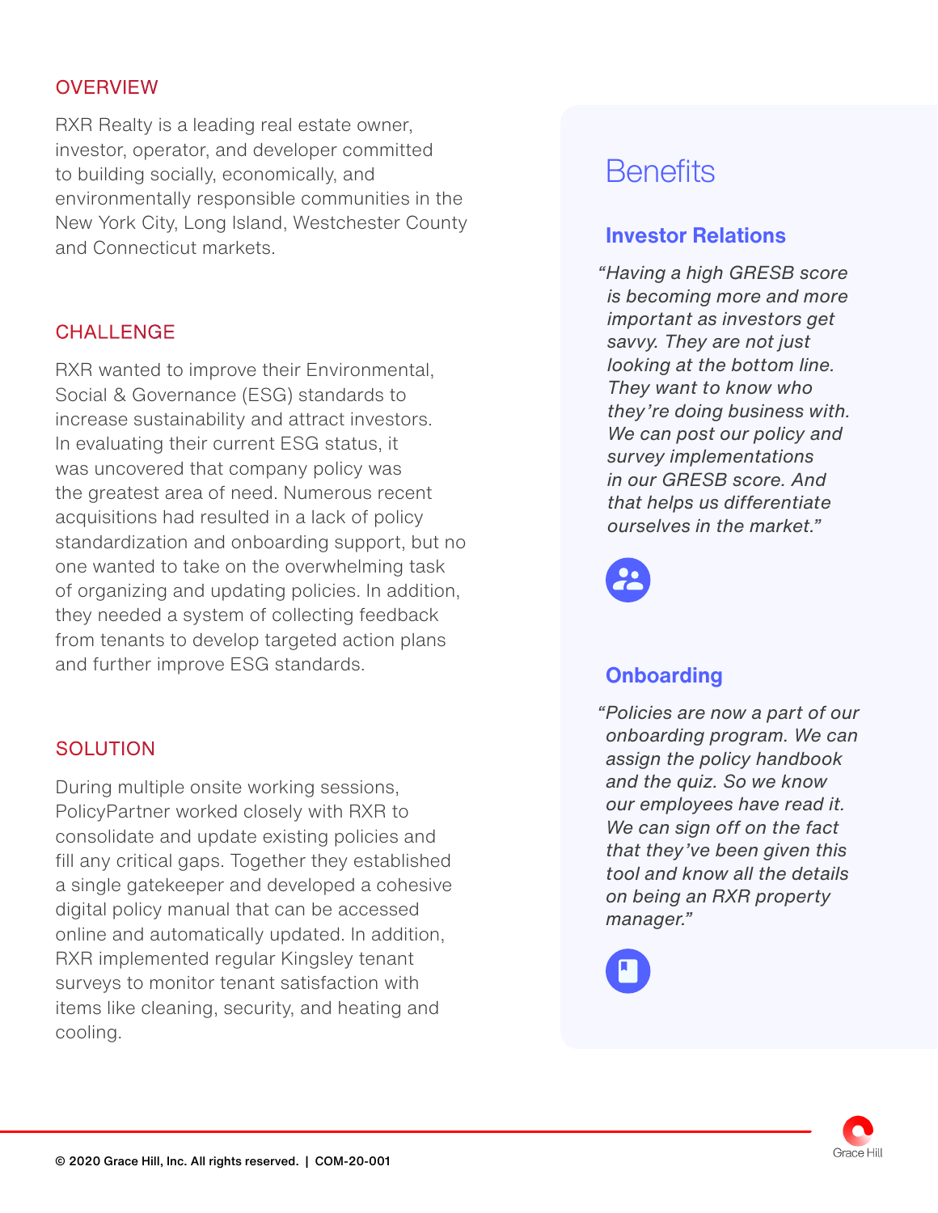## OVERVIEW

RXR Realty is a leading real estate owner, investor, operator, and developer committed to building socially, economically, and environmentally responsible communities in the New York City, Long Island, Westchester County and Connecticut markets.

## CHALLENGE

RXR wanted to improve their Environmental, Social & Governance (ESG) standards to increase sustainability and attract investors. In evaluating their current ESG status, it was uncovered that company policy was the greatest area of need. Numerous recent acquisitions had resulted in a lack of policy standardization and onboarding support, but no one wanted to take on the overwhelming task of organizing and updating policies. In addition, they needed a system of collecting feedback from tenants to develop targeted action plans and further improve ESG standards.

## SOLUTION

During multiple onsite working sessions, PolicyPartner worked closely with RXR to consolidate and update existing policies and fill any critical gaps. Together they established a single gatekeeper and developed a cohesive digital policy manual that can be accessed online and automatically updated. In addition, RXR implemented regular Kingsley tenant surveys to monitor tenant satisfaction with items like cleaning, security, and heating and cooling.

# Benefits

### Investor Relations

*"Having a high GRESB score is becoming more and more important as investors get savvy. They are not just looking at the bottom line. They want to know who they're doing business with. We can post our policy and survey implementations in our GRESB score. And that helps us differentiate ourselves in the market."*

### Onboarding

*"Policies are now a part of our onboarding program. We can assign the policy handbook and the quiz. So we know our employees have read it. We can sign off on the fact that they've been given this tool and know all the details on being an RXR property manager."*

© 2020 Grace Hill, Inc. All rights reserved. | COM-20-001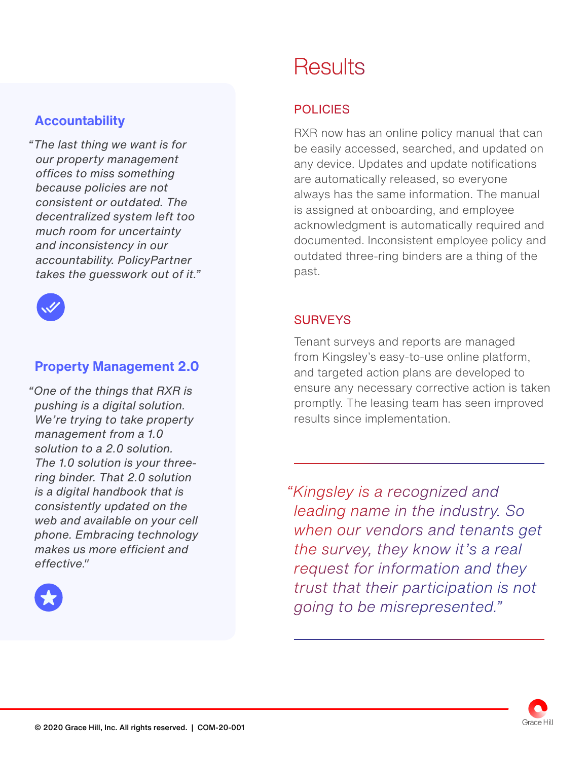### Accountability

*"The last thing we want is for our property management offices to miss something because policies are not consistent or outdated. The decentralized system left too much room for uncertainty and inconsistency in our accountability. PolicyPartner takes the guesswork out of it."*

### Property Management 2.0

*"One of the things that RXR is pushing is a digital solution. We're trying to take property management from a 1.0 solution to a 2.0 solution. The 1.0 solution is your three-ring binder. That 2.0 solution is a digital handbook that is consistently updated on the web and available on your cell phone. Embracing technology makes us more efficient and effective."*

# Results

## POLICIES

RXR now has an online policy manual that can be easily accessed, searched, and updated on any device. Updates and update notifications are automatically released, so everyone always has the same information. The manual is assigned at onboarding, and employee acknowledgment is automatically required and documented. Inconsistent employee policy and outdated three-ring binders are a thing of the past.

## SURVEYS

Tenant surveys and reports are managed from Kingsley's easy-to-use online platform, and targeted action plans are developed to ensure any necessary corrective action is taken promptly. The leasing team has seen improved results since implementation.

*"Kingsley is a recognized and leading name in the industry. So when our vendors and tenants get the survey, they know it's a real request for information and they trust that their participation is not going to be misrepresented."*

© 2020 Grace Hill, Inc. All rights reserved. | COM-20-001

Grace Hill